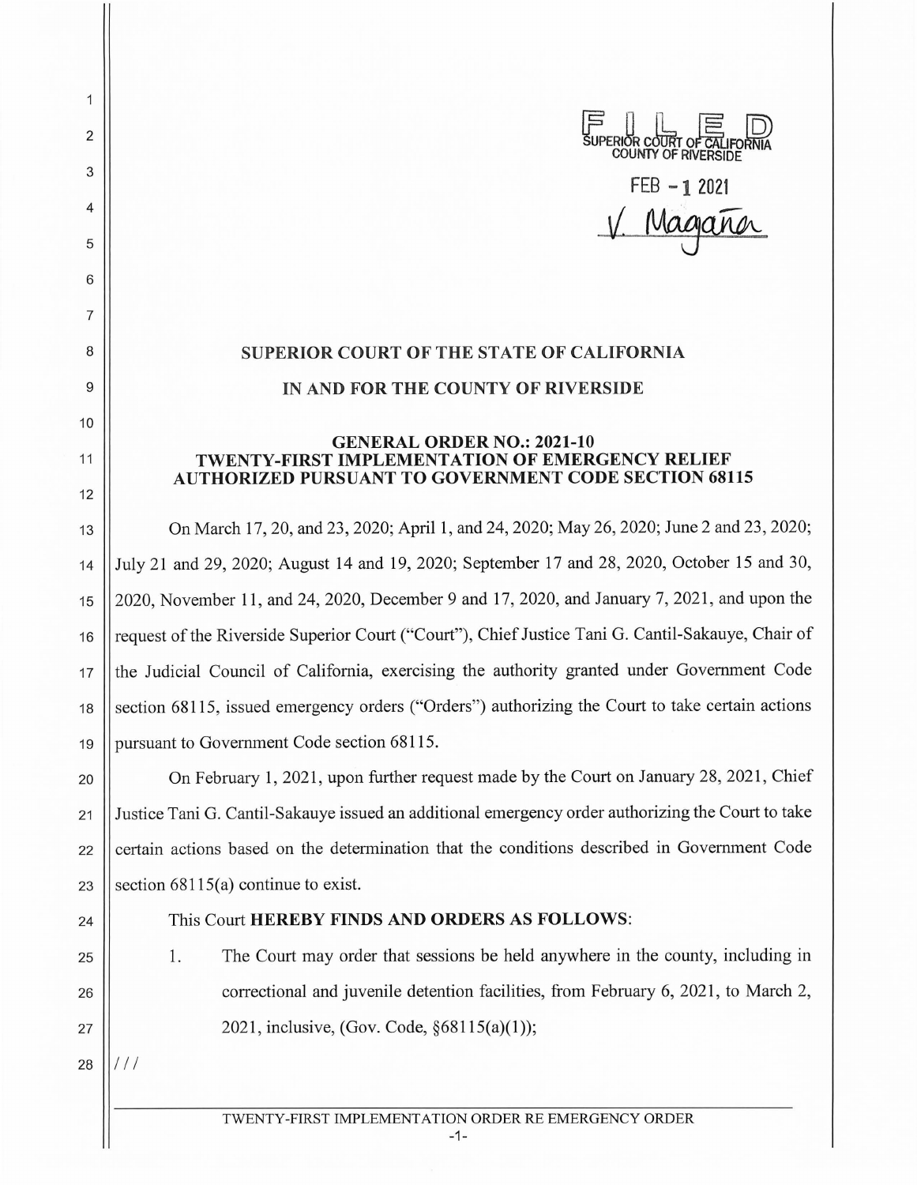FILED
SUPERIOR COURT OF CALIFORNIA
COUNTY OF RIVERSIDE

FEB - 1 2021

V. Magaña

**SUPERIOR COURT OF THE STATE OF CALIFORNIA**

**IN AND FOR THE COUNTY OF RIVERSIDE**

**GENERAL ORDER NO.: 2021-10**
**TWENTY-FIRST IMPLEMENTATION OF EMERGENCY RELIEF AUTHORIZED PURSUANT TO GOVERNMENT CODE SECTION 68115**

On March 17, 20, and 23, 2020; April 1, and 24, 2020; May 26, 2020; June 2 and 23, 2020; July 21 and 29, 2020; August 14 and 19, 2020; September 17 and 28, 2020, October 15 and 30, 2020, November 11, and 24, 2020, December 9 and 17, 2020, and January 7, 2021, and upon the request of the Riverside Superior Court ("Court"), Chief Justice Tani G. Cantil-Sakauye, Chair of the Judicial Council of California, exercising the authority granted under Government Code section 68115, issued emergency orders ("Orders") authorizing the Court to take certain actions pursuant to Government Code section 68115.

On February 1, 2021, upon further request made by the Court on January 28, 2021, Chief Justice Tani G. Cantil-Sakauye issued an additional emergency order authorizing the Court to take certain actions based on the determination that the conditions described in Government Code section 68115(a) continue to exist.

This Court **HEREBY FINDS AND ORDERS AS FOLLOWS**:

1. The Court may order that sessions be held anywhere in the county, including in correctional and juvenile detention facilities, from February 6, 2021, to March 2, 2021, inclusive, (Gov. Code, §68115(a)(1));

///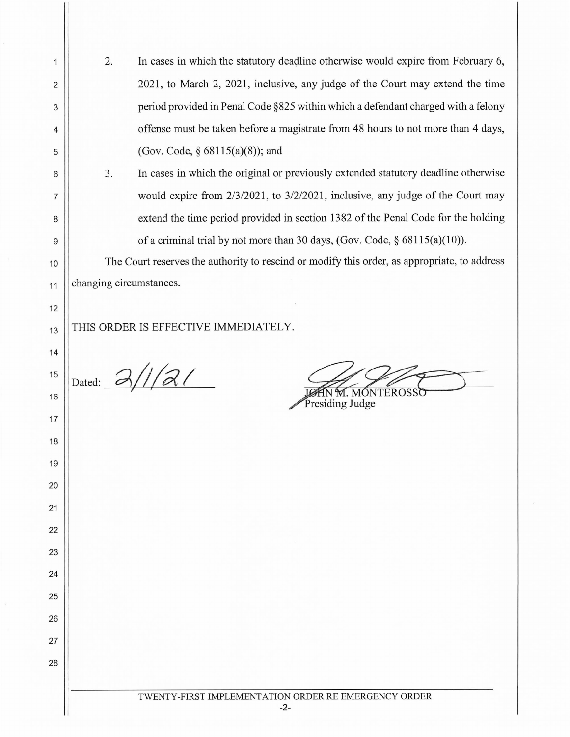2. In cases in which the statutory deadline otherwise would expire from February 6, 2021, to March 2, 2021, inclusive, any judge of the Court may extend the time period provided in Penal Code §825 within which a defendant charged with a felony offense must be taken before a magistrate from 48 hours to not more than 4 days, (Gov. Code, § 68115(a)(8)); and

3. In cases in which the original or previously extended statutory deadline otherwise would expire from 2/3/2021, to 3/2/2021, inclusive, any judge of the Court may extend the time period provided in section 1382 of the Penal Code for the holding of a criminal trial by not more than 30 days, (Gov. Code, § 68115(a)(10)).

The Court reserves the authority to rescind or modify this order, as appropriate, to address changing circumstances.

THIS ORDER IS EFFECTIVE IMMEDIATELY.

Dated: 2/1/21

JOHN M. MONTEROSSO
Presiding Judge

TWENTY-FIRST IMPLEMENTATION ORDER RE EMERGENCY ORDER